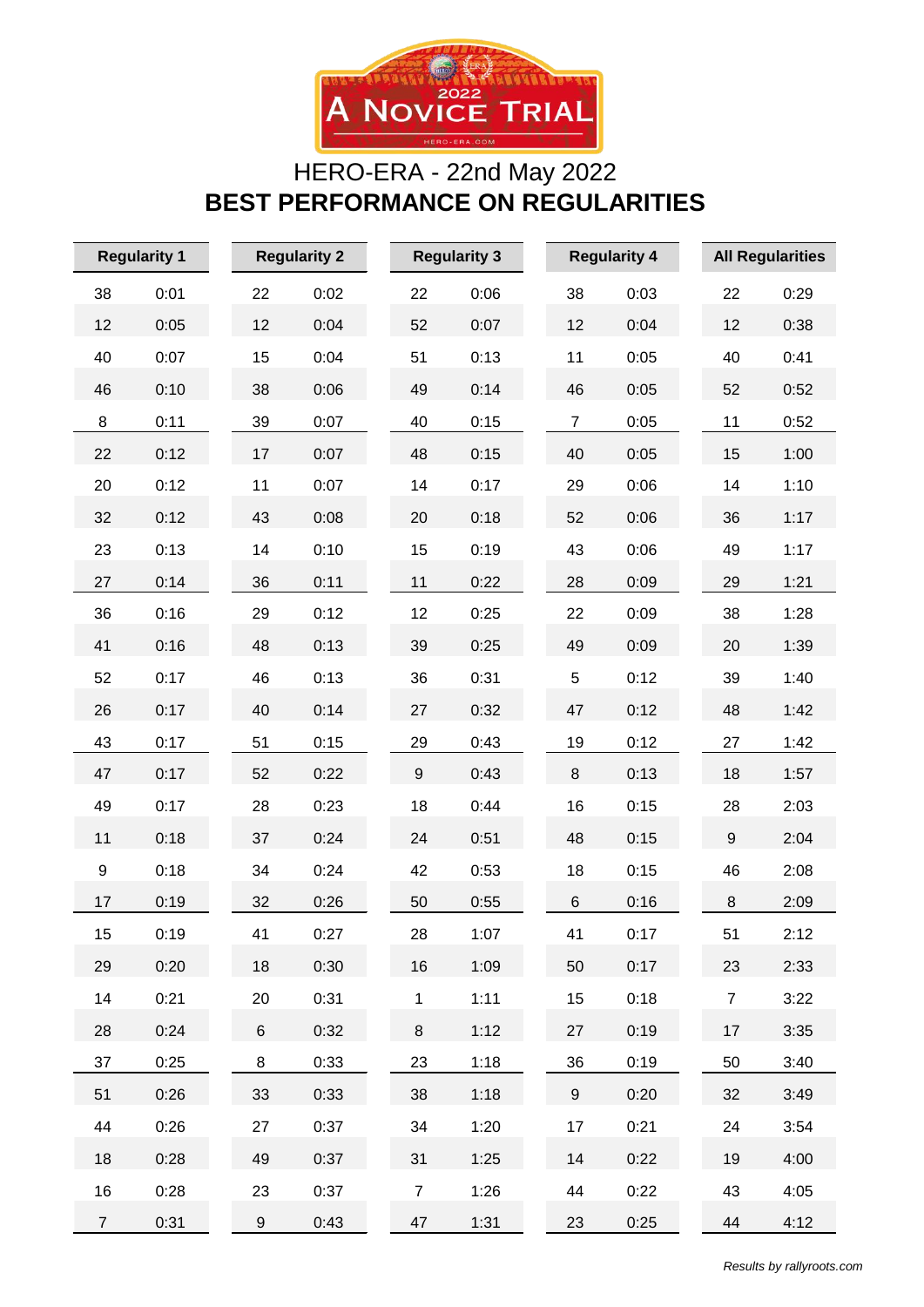# HERO-ERA - 22nd May 2022

## BEST PERFORMANCE ON REGULARITIES

| Regularity 1 | | Regularity 2 | | Regularity 3 | | Regularity 4 | | All Regularities | |
|---|---|---|---|---|---|---|---|---|---|
| 38 | 0:01 | 22 | 0:02 | 22 | 0:06 | 38 | 0:03 | 22 | 0:29 |
| 12 | 0:05 | 12 | 0:04 | 52 | 0:07 | 12 | 0:04 | 12 | 0:38 |
| 40 | 0:07 | 15 | 0:04 | 51 | 0:13 | 11 | 0:05 | 40 | 0:41 |
| 46 | 0:10 | 38 | 0:06 | 49 | 0:14 | 46 | 0:05 | 52 | 0:52 |
| 8 | 0:11 | 39 | 0:07 | 40 | 0:15 | 7 | 0:05 | 11 | 0:52 |
| 22 | 0:12 | 17 | 0:07 | 48 | 0:15 | 40 | 0:05 | 15 | 1:00 |
| 20 | 0:12 | 11 | 0:07 | 14 | 0:17 | 29 | 0:06 | 14 | 1:10 |
| 32 | 0:12 | 43 | 0:08 | 20 | 0:18 | 52 | 0:06 | 36 | 1:17 |
| 23 | 0:13 | 14 | 0:10 | 15 | 0:19 | 43 | 0:06 | 49 | 1:17 |
| 27 | 0:14 | 36 | 0:11 | 11 | 0:22 | 28 | 0:09 | 29 | 1:21 |
| 36 | 0:16 | 29 | 0:12 | 12 | 0:25 | 22 | 0:09 | 38 | 1:28 |
| 41 | 0:16 | 48 | 0:13 | 39 | 0:25 | 49 | 0:09 | 20 | 1:39 |
| 52 | 0:17 | 46 | 0:13 | 36 | 0:31 | 5 | 0:12 | 39 | 1:40 |
| 26 | 0:17 | 40 | 0:14 | 27 | 0:32 | 47 | 0:12 | 48 | 1:42 |
| 43 | 0:17 | 51 | 0:15 | 29 | 0:43 | 19 | 0:12 | 27 | 1:42 |
| 47 | 0:17 | 52 | 0:22 | 9 | 0:43 | 8 | 0:13 | 18 | 1:57 |
| 49 | 0:17 | 28 | 0:23 | 18 | 0:44 | 16 | 0:15 | 28 | 2:03 |
| 11 | 0:18 | 37 | 0:24 | 24 | 0:51 | 48 | 0:15 | 9 | 2:04 |
| 9 | 0:18 | 34 | 0:24 | 42 | 0:53 | 18 | 0:15 | 46 | 2:08 |
| 17 | 0:19 | 32 | 0:26 | 50 | 0:55 | 6 | 0:16 | 8 | 2:09 |
| 15 | 0:19 | 41 | 0:27 | 28 | 1:07 | 41 | 0:17 | 51 | 2:12 |
| 29 | 0:20 | 18 | 0:30 | 16 | 1:09 | 50 | 0:17 | 23 | 2:33 |
| 14 | 0:21 | 20 | 0:31 | 1 | 1:11 | 15 | 0:18 | 7 | 3:22 |
| 28 | 0:24 | 6 | 0:32 | 8 | 1:12 | 27 | 0:19 | 17 | 3:35 |
| 37 | 0:25 | 8 | 0:33 | 23 | 1:18 | 36 | 0:19 | 50 | 3:40 |
| 51 | 0:26 | 33 | 0:33 | 38 | 1:18 | 9 | 0:20 | 32 | 3:49 |
| 44 | 0:26 | 27 | 0:37 | 34 | 1:20 | 17 | 0:21 | 24 | 3:54 |
| 18 | 0:28 | 49 | 0:37 | 31 | 1:25 | 14 | 0:22 | 19 | 4:00 |
| 16 | 0:28 | 23 | 0:37 | 7 | 1:26 | 44 | 0:22 | 43 | 4:05 |
| 7 | 0:31 | 9 | 0:43 | 47 | 1:31 | 23 | 0:25 | 44 | 4:12 |

*Results by rallyroots.com*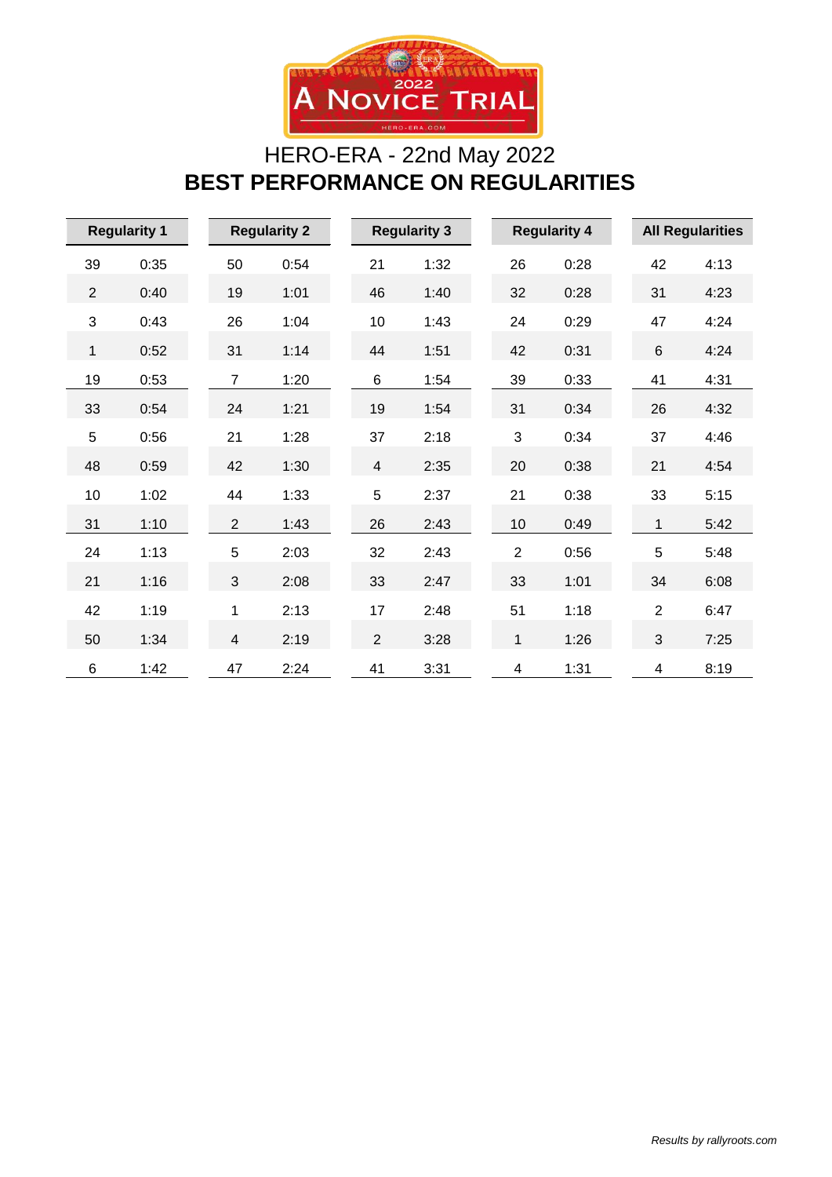2022 A NOVICE TRIAL

HERO-ERA - 22nd May 2022

**BEST PERFORMANCE ON REGULARITIES**

| Regularity 1 | | Regularity 2 | | Regularity 3 | | Regularity 4 | | All Regularities | |
|---|---|---|---|---|---|---|---|---|---|
| 39 | 0:35 | 50 | 0:54 | 21 | 1:32 | 26 | 0:28 | 42 | 4:13 |
| 2 | 0:40 | 19 | 1:01 | 46 | 1:40 | 32 | 0:28 | 31 | 4:23 |
| 3 | 0:43 | 26 | 1:04 | 10 | 1:43 | 24 | 0:29 | 47 | 4:24 |
| 1 | 0:52 | 31 | 1:14 | 44 | 1:51 | 42 | 0:31 | 6 | 4:24 |
| 19 | 0:53 | 7 | 1:20 | 6 | 1:54 | 39 | 0:33 | 41 | 4:31 |
| 33 | 0:54 | 24 | 1:21 | 19 | 1:54 | 31 | 0:34 | 26 | 4:32 |
| 5 | 0:56 | 21 | 1:28 | 37 | 2:18 | 3 | 0:34 | 37 | 4:46 |
| 48 | 0:59 | 42 | 1:30 | 4 | 2:35 | 20 | 0:38 | 21 | 4:54 |
| 10 | 1:02 | 44 | 1:33 | 5 | 2:37 | 21 | 0:38 | 33 | 5:15 |
| 31 | 1:10 | 2 | 1:43 | 26 | 2:43 | 10 | 0:49 | 1 | 5:42 |
| 24 | 1:13 | 5 | 2:03 | 32 | 2:43 | 2 | 0:56 | 5 | 5:48 |
| 21 | 1:16 | 3 | 2:08 | 33 | 2:47 | 33 | 1:01 | 34 | 6:08 |
| 42 | 1:19 | 1 | 2:13 | 17 | 2:48 | 51 | 1:18 | 2 | 6:47 |
| 50 | 1:34 | 4 | 2:19 | 2 | 3:28 | 1 | 1:26 | 3 | 7:25 |
| 6 | 1:42 | 47 | 2:24 | 41 | 3:31 | 4 | 1:31 | 4 | 8:19 |

*Results by rallyroots.com*